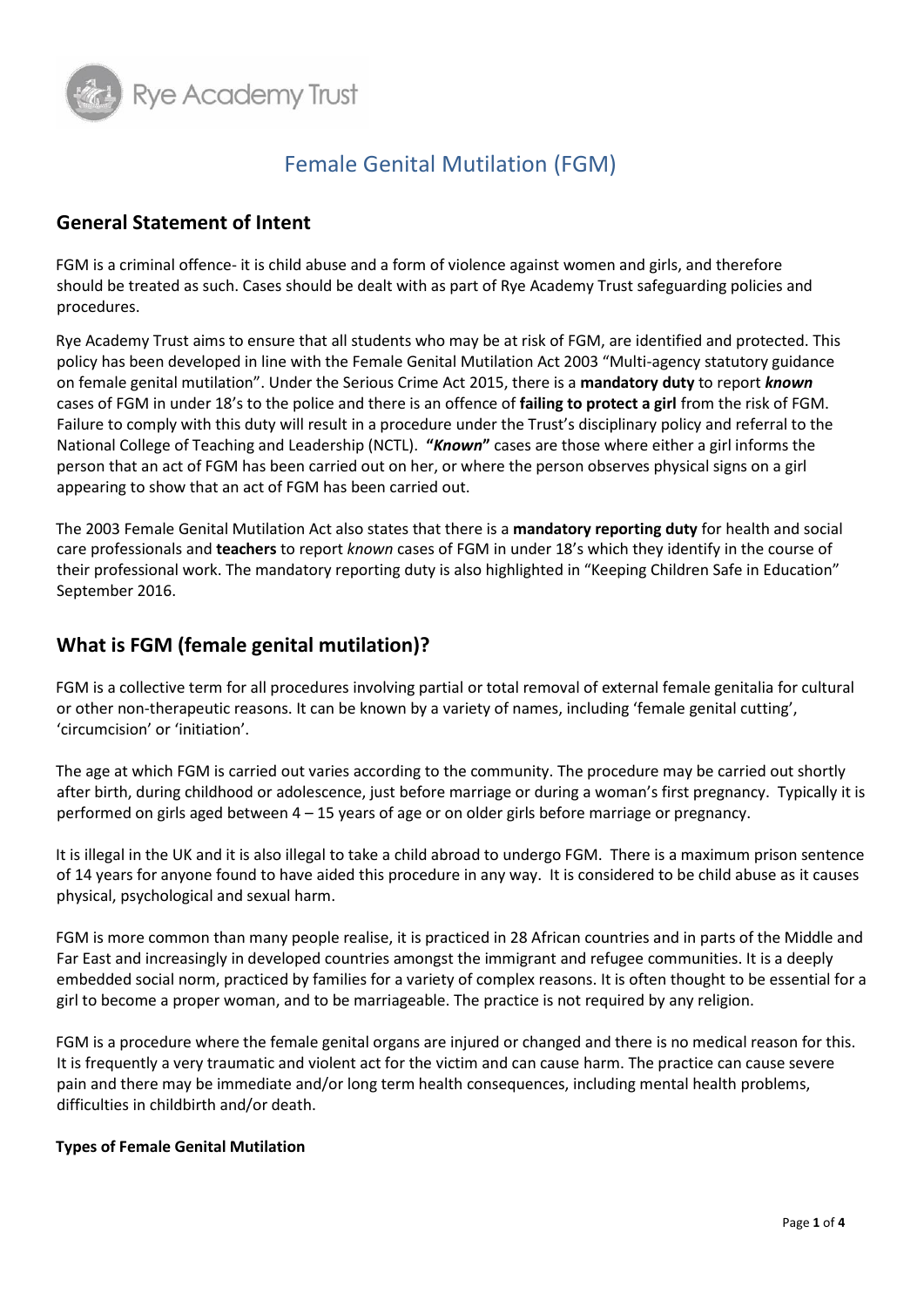Rye Academy Trust

# Female Genital Mutilation (FGM)

## General Statement of Intent

FGM is a criminal offence- it is child abuse and a form of violence against women and girls, and therefore should be treated as such. Cases should be dealt with as part of Rye Academy Trust safeguarding policies and procedures.

Rye Academy Trust aims to ensure that all students who may be at risk of FGM, are identified and protected. This policy has been developed in line with the Female Genital Mutilation Act 2003 "Multi-agency statutory guidance on female genital mutilation". Under the Serious Crime Act 2015, there is a **mandatory duty** to report ***known*** cases of FGM in under 18's to the police and there is an offence of **failing to protect a girl** from the risk of FGM. Failure to comply with this duty will result in a procedure under the Trust's disciplinary policy and referral to the National College of Teaching and Leadership (NCTL). **"*Known*"** cases are those where either a girl informs the person that an act of FGM has been carried out on her, or where the person observes physical signs on a girl appearing to show that an act of FGM has been carried out.

The 2003 Female Genital Mutilation Act also states that there is a **mandatory reporting duty** for health and social care professionals and **teachers** to report *known* cases of FGM in under 18's which they identify in the course of their professional work. The mandatory reporting duty is also highlighted in "Keeping Children Safe in Education" September 2016.

## What is FGM (female genital mutilation)?

FGM is a collective term for all procedures involving partial or total removal of external female genitalia for cultural or other non-therapeutic reasons. It can be known by a variety of names, including 'female genital cutting', 'circumcision' or 'initiation'.

The age at which FGM is carried out varies according to the community. The procedure may be carried out shortly after birth, during childhood or adolescence, just before marriage or during a woman's first pregnancy. Typically it is performed on girls aged between 4 – 15 years of age or on older girls before marriage or pregnancy.

It is illegal in the UK and it is also illegal to take a child abroad to undergo FGM. There is a maximum prison sentence of 14 years for anyone found to have aided this procedure in any way. It is considered to be child abuse as it causes physical, psychological and sexual harm.

FGM is more common than many people realise, it is practiced in 28 African countries and in parts of the Middle and Far East and increasingly in developed countries amongst the immigrant and refugee communities. It is a deeply embedded social norm, practiced by families for a variety of complex reasons. It is often thought to be essential for a girl to become a proper woman, and to be marriageable. The practice is not required by any religion.

FGM is a procedure where the female genital organs are injured or changed and there is no medical reason for this. It is frequently a very traumatic and violent act for the victim and can cause harm. The practice can cause severe pain and there may be immediate and/or long term health consequences, including mental health problems, difficulties in childbirth and/or death.

**Types of Female Genital Mutilation**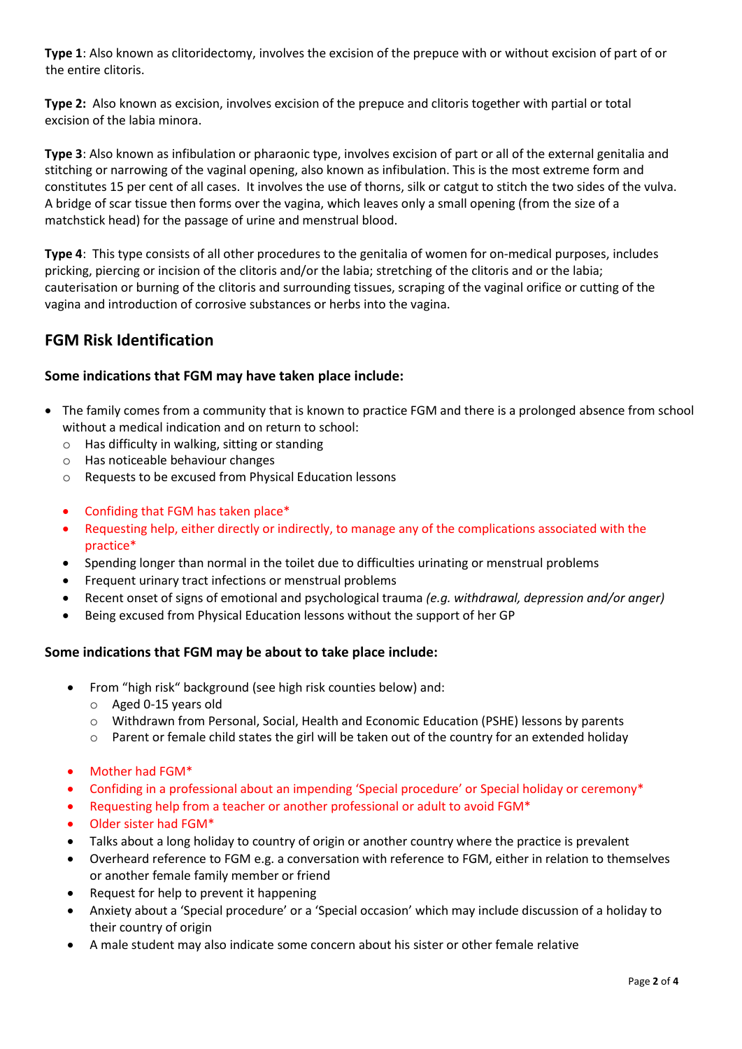**Type 1**: Also known as clitoridectomy, involves the excision of the prepuce with or without excision of part of or the entire clitoris.

**Type 2:** Also known as excision, involves excision of the prepuce and clitoris together with partial or total excision of the labia minora.

**Type 3**: Also known as infibulation or pharaonic type, involves excision of part or all of the external genitalia and stitching or narrowing of the vaginal opening, also known as infibulation. This is the most extreme form and constitutes 15 per cent of all cases. It involves the use of thorns, silk or catgut to stitch the two sides of the vulva. A bridge of scar tissue then forms over the vagina, which leaves only a small opening (from the size of a matchstick head) for the passage of urine and menstrual blood.

**Type 4**: This type consists of all other procedures to the genitalia of women for on-medical purposes, includes pricking, piercing or incision of the clitoris and/or the labia; stretching of the clitoris and or the labia; cauterisation or burning of the clitoris and surrounding tissues, scraping of the vaginal orifice or cutting of the vagina and introduction of corrosive substances or herbs into the vagina.

## FGM Risk Identification

**Some indications that FGM may have taken place include:**

- The family comes from a community that is known to practice FGM and there is a prolonged absence from school without a medical indication and on return to school:
  - Has difficulty in walking, sitting or standing
  - Has noticeable behaviour changes
  - Requests to be excused from Physical Education lessons
- Confiding that FGM has taken place*
- Requesting help, either directly or indirectly, to manage any of the complications associated with the practice*
- Spending longer than normal in the toilet due to difficulties urinating or menstrual problems
- Frequent urinary tract infections or menstrual problems
- Recent onset of signs of emotional and psychological trauma *(e.g. withdrawal, depression and/or anger)*
- Being excused from Physical Education lessons without the support of her GP

**Some indications that FGM may be about to take place include:**

- From "high risk" background (see high risk counties below) and:
  - Aged 0-15 years old
  - Withdrawn from Personal, Social, Health and Economic Education (PSHE) lessons by parents
  - Parent or female child states the girl will be taken out of the country for an extended holiday
- Mother had FGM*
- Confiding in a professional about an impending 'Special procedure' or Special holiday or ceremony*
- Requesting help from a teacher or another professional or adult to avoid FGM*
- Older sister had FGM*
- Talks about a long holiday to country of origin or another country where the practice is prevalent
- Overheard reference to FGM e.g. a conversation with reference to FGM, either in relation to themselves or another female family member or friend
- Request for help to prevent it happening
- Anxiety about a 'Special procedure' or a 'Special occasion' which may include discussion of a holiday to their country of origin
- A male student may also indicate some concern about his sister or other female relative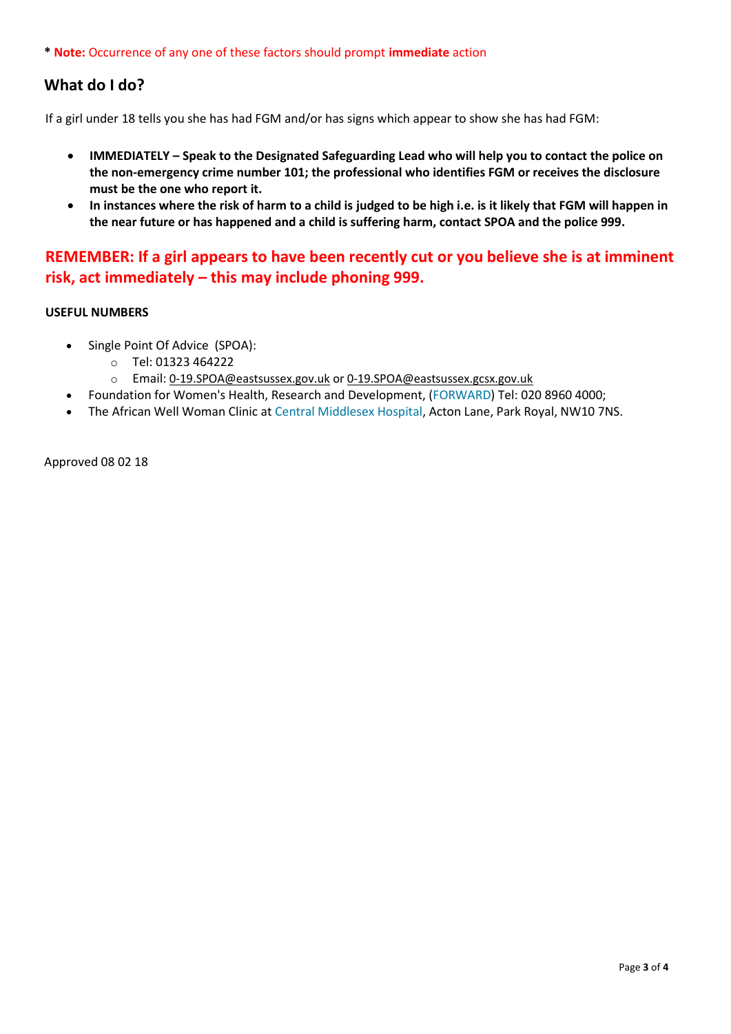**\* Note:** Occurrence of any one of these factors should prompt **immediate** action

## What do I do?

If a girl under 18 tells you she has had FGM and/or has signs which appear to show she has had FGM:

- **IMMEDIATELY – Speak to the Designated Safeguarding Lead who will help you to contact the police on the non-emergency crime number 101; the professional who identifies FGM or receives the disclosure must be the one who report it.**
- **In instances where the risk of harm to a child is judged to be high i.e. is it likely that FGM will happen in the near future or has happened and a child is suffering harm, contact SPOA and the police 999.**

## REMEMBER: If a girl appears to have been recently cut or you believe she is at imminent risk, act immediately – this may include phoning 999.

**USEFUL NUMBERS**

- Single Point Of Advice (SPOA):
  - Tel: 01323 464222
  - Email: 0-19.SPOA@eastsussex.gov.uk or 0-19.SPOA@eastsussex.gcsx.gov.uk
- Foundation for Women's Health, Research and Development, (FORWARD) Tel: 020 8960 4000;
- The African Well Woman Clinic at Central Middlesex Hospital, Acton Lane, Park Royal, NW10 7NS.

Approved 08 02 18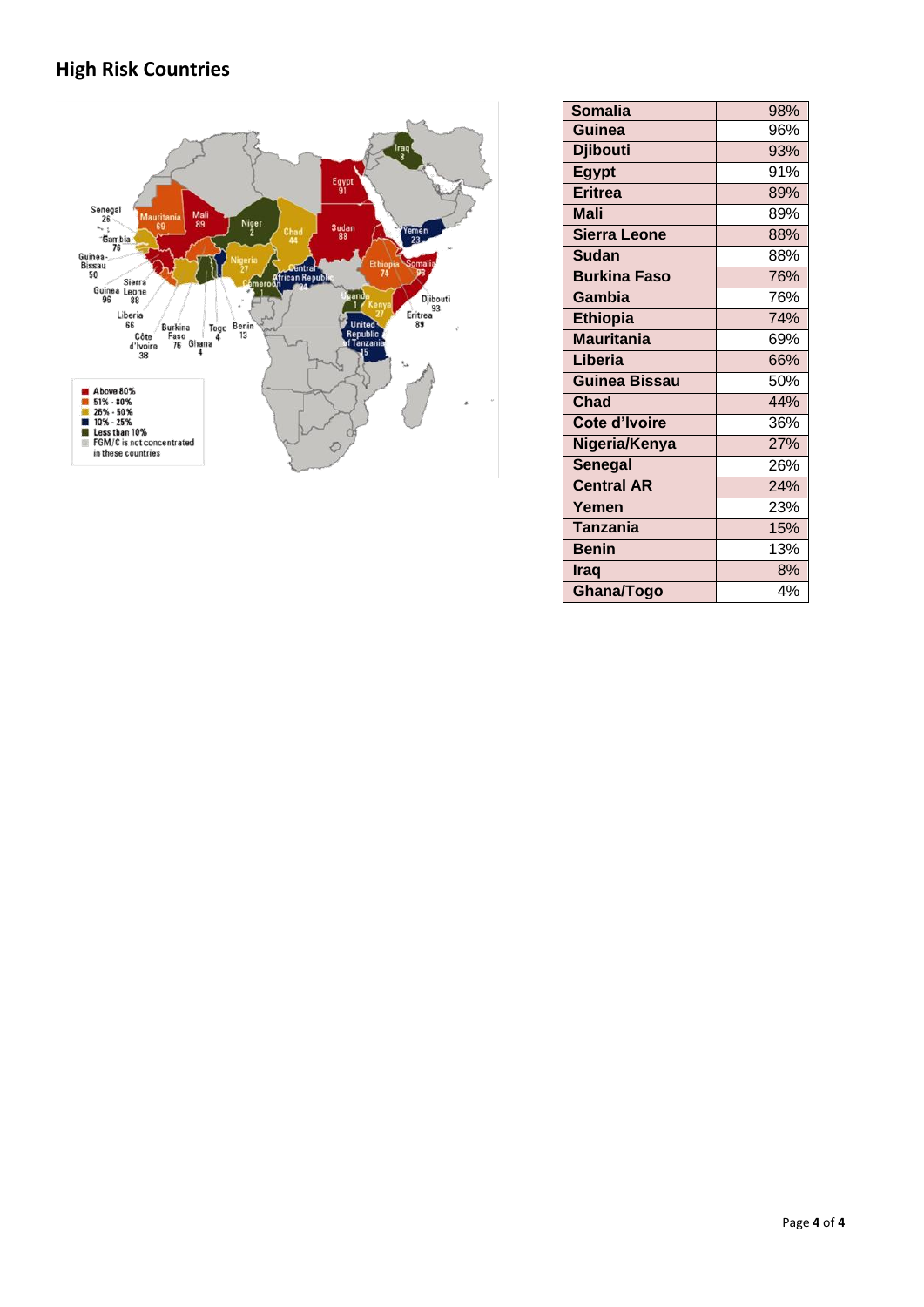## High Risk Countries

Senegal 26
Gambia 76
Guinea-Bissau 50
Sierra Leone 88
Guinea 96
Liberia 66
Côte d'Ivoire 38
Burkina Faso 76
Togo 4
Ghana 4
Benin 13
Mauritania 69
Mali 89
Niger 2
Nigeria 27
Cameroon 1
Chad 44
Central African Republic 24
Egypt 91
Sudan 88
Ethiopia 74
Somalia 98
Djibouti 93
Eritrea 89
Uganda 1
Kenya 27
United Republic of Tanzania 15
Yemen 23
Iraq 8

Above 80%
51% - 80%
26% - 50%
10% - 25%
Less than 10%
FGM/C is not concentrated in these countries

| | |
|---|---|
| **Somalia** | 98% |
| **Guinea** | 96% |
| **Djibouti** | 93% |
| **Egypt** | 91% |
| **Eritrea** | 89% |
| **Mali** | 89% |
| **Sierra Leone** | 88% |
| **Sudan** | 88% |
| **Burkina Faso** | 76% |
| **Gambia** | 76% |
| **Ethiopia** | 74% |
| **Mauritania** | 69% |
| **Liberia** | 66% |
| **Guinea Bissau** | 50% |
| **Chad** | 44% |
| **Cote d'Ivoire** | 36% |
| **Nigeria/Kenya** | 27% |
| **Senegal** | 26% |
| **Central AR** | 24% |
| **Yemen** | 23% |
| **Tanzania** | 15% |
| **Benin** | 13% |
| **Iraq** | 8% |
| **Ghana/Togo** | 4% |